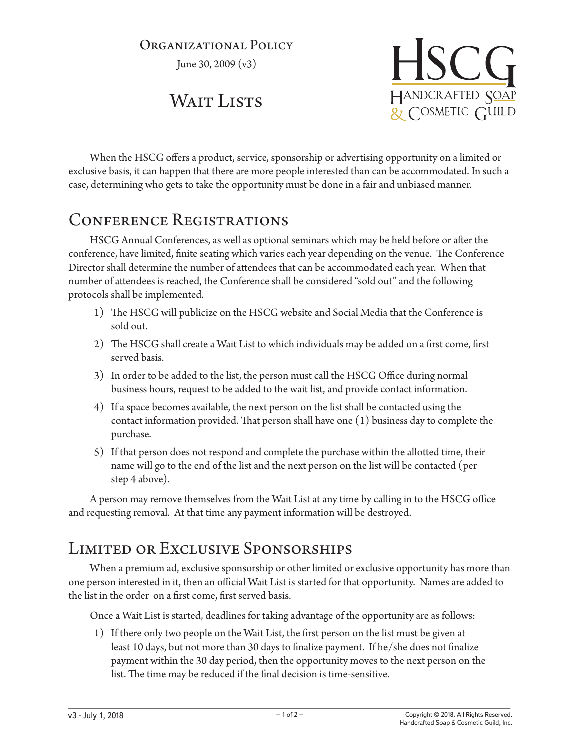Organizational Policy

June 30, 2009 (v3)

# Wait Lists

HSCG
Handcrafted Soap & Cosmetic Guild

When the HSCG offers a product, service, sponsorship or advertising opportunity on a limited or exclusive basis, it can happen that there are more people interested than can be accommodated. In such a case, determining who gets to take the opportunity must be done in a fair and unbiased manner.

## Conference Registrations

HSCG Annual Conferences, as well as optional seminars which may be held before or after the conference, have limited, finite seating which varies each year depending on the venue. The Conference Director shall determine the number of attendees that can be accommodated each year. When that number of attendees is reached, the Conference shall be considered "sold out" and the following protocols shall be implemented.

1) The HSCG will publicize on the HSCG website and Social Media that the Conference is sold out.
2) The HSCG shall create a Wait List to which individuals may be added on a first come, first served basis.
3) In order to be added to the list, the person must call the HSCG Office during normal business hours, request to be added to the wait list, and provide contact information.
4) If a space becomes available, the next person on the list shall be contacted using the contact information provided. That person shall have one (1) business day to complete the purchase.
5) If that person does not respond and complete the purchase within the allotted time, their name will go to the end of the list and the next person on the list will be contacted (per step 4 above).

A person may remove themselves from the Wait List at any time by calling in to the HSCG office and requesting removal. At that time any payment information will be destroyed.

## Limited or Exclusive Sponsorships

When a premium ad, exclusive sponsorship or other limited or exclusive opportunity has more than one person interested in it, then an official Wait List is started for that opportunity. Names are added to the list in the order on a first come, first served basis.

Once a Wait List is started, deadlines for taking advantage of the opportunity are as follows:

1) If there only two people on the Wait List, the first person on the list must be given at least 10 days, but not more than 30 days to finalize payment. If he/she does not finalize payment within the 30 day period, then the opportunity moves to the next person on the list. The time may be reduced if the final decision is time-sensitive.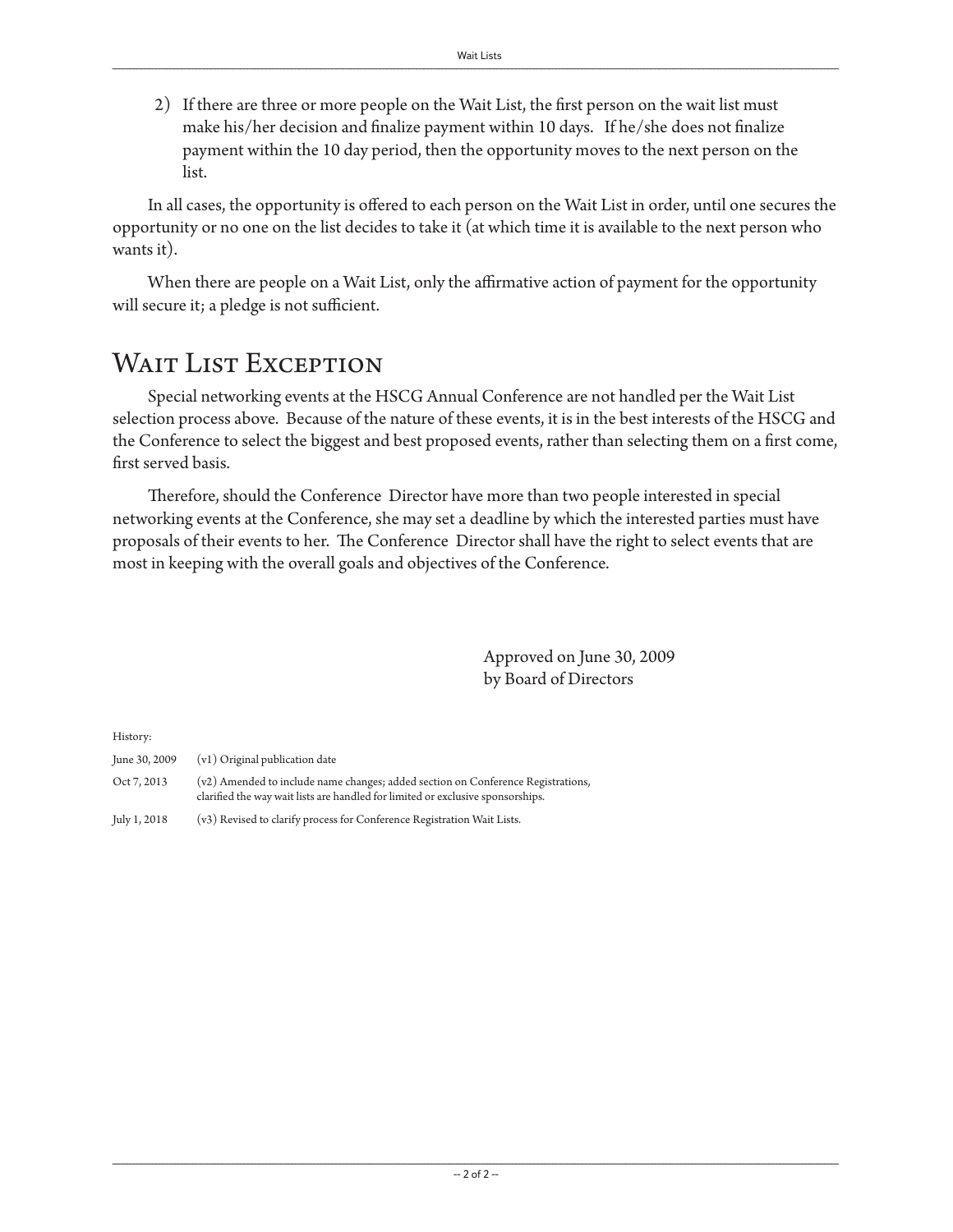2) If there are three or more people on the Wait List, the first person on the wait list must make his/her decision and finalize payment within 10 days. If he/she does not finalize payment within the 10 day period, then the opportunity moves to the next person on the list.

In all cases, the opportunity is offered to each person on the Wait List in order, until one secures the opportunity or no one on the list decides to take it (at which time it is available to the next person who wants it).

When there are people on a Wait List, only the affirmative action of payment for the opportunity will secure it; a pledge is not sufficient.

## Wait List Exception

Special networking events at the HSCG Annual Conference are not handled per the Wait List selection process above. Because of the nature of these events, it is in the best interests of the HSCG and the Conference to select the biggest and best proposed events, rather than selecting them on a first come, first served basis.

Therefore, should the Conference Director have more than two people interested in special networking events at the Conference, she may set a deadline by which the interested parties must have proposals of their events to her. The Conference Director shall have the right to select events that are most in keeping with the overall goals and objectives of the Conference.

Approved on June 30, 2009
by Board of Directors

History:

| | |
|---|---|
| June 30, 2009 | (v1) Original publication date |
| Oct 7, 2013 | (v2) Amended to include name changes; added section on Conference Registrations, clarified the way wait lists are handled for limited or exclusive sponsorships. |
| July 1, 2018 | (v3) Revised to clarify process for Conference Registration Wait Lists. |